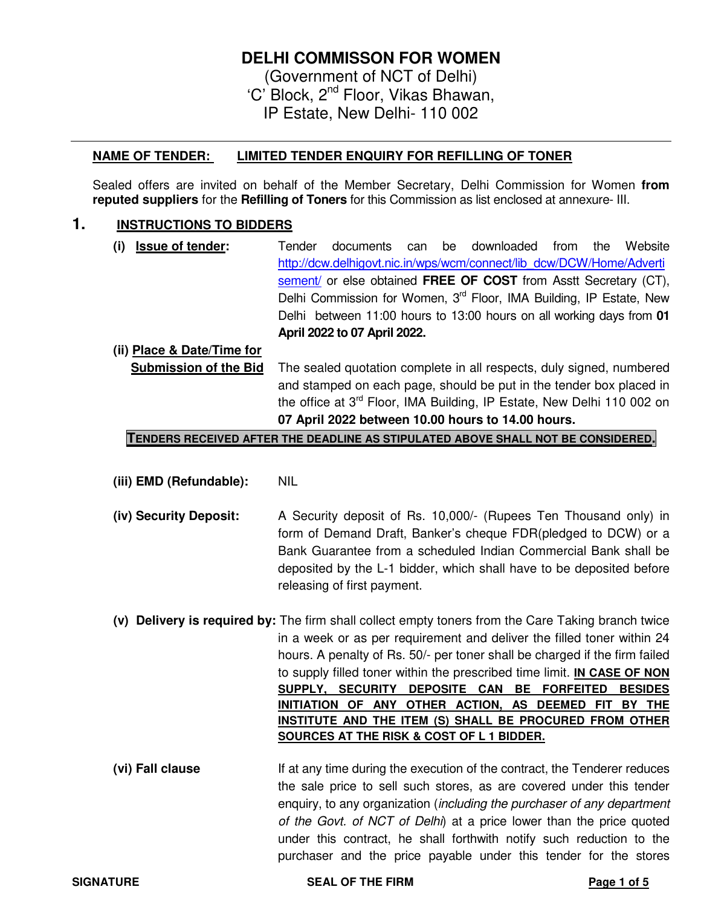# DELHI COMMISSON FOR WOMEN

(Government of NCT of Delhi)
'C' Block, 2nd Floor, Vikas Bhawan,
IP Estate, New Delhi- 110 002

---

**NAME OF TENDER: LIMITED TENDER ENQUIRY FOR REFILLING OF TONER**

Sealed offers are invited on behalf of the Member Secretary, Delhi Commission for Women **from reputed suppliers** for the **Refilling of Toners** for this Commission as list enclosed at annexure- III.

## 1. INSTRUCTIONS TO BIDDERS

**(i) Issue of tender:** Tender documents can be downloaded from the Website http://dcw.delhigovt.nic.in/wps/wcm/connect/lib_dcw/DCW/Home/Advertisement/ or else obtained **FREE OF COST** from Asstt Secretary (CT), Delhi Commission for Women, 3rd Floor, IMA Building, IP Estate, New Delhi between 11:00 hours to 13:00 hours on all working days from **01 April 2022 to 07 April 2022.**

**(ii) Place & Date/Time for Submission of the Bid** The sealed quotation complete in all respects, duly signed, numbered and stamped on each page, should be put in the tender box placed in the office at 3rd Floor, IMA Building, IP Estate, New Delhi 110 002 on **07 April 2022 between 10.00 hours to 14.00 hours.**

**TENDERS RECEIVED AFTER THE DEADLINE AS STIPULATED ABOVE SHALL NOT BE CONSIDERED.**

**(iii) EMD (Refundable):** NIL

**(iv) Security Deposit:** A Security deposit of Rs. 10,000/- (Rupees Ten Thousand only) in form of Demand Draft, Banker's cheque FDR(pledged to DCW) or a Bank Guarantee from a scheduled Indian Commercial Bank shall be deposited by the L-1 bidder, which shall have to be deposited before releasing of first payment.

**(v) Delivery is required by:** The firm shall collect empty toners from the Care Taking branch twice in a week or as per requirement and deliver the filled toner within 24 hours. A penalty of Rs. 50/- per toner shall be charged if the firm failed to supply filled toner within the prescribed time limit. **IN CASE OF NON SUPPLY, SECURITY DEPOSITE CAN BE FORFEITED BESIDES INITIATION OF ANY OTHER ACTION, AS DEEMED FIT BY THE INSTITUTE AND THE ITEM (S) SHALL BE PROCURED FROM OTHER SOURCES AT THE RISK & COST OF L 1 BIDDER.**

**(vi) Fall clause** If at any time during the execution of the contract, the Tenderer reduces the sale price to sell such stores, as are covered under this tender enquiry, to any organization (*including the purchaser of any department of the Govt. of NCT of Delhi*) at a price lower than the price quoted under this contract, he shall forthwith notify such reduction to the purchaser and the price payable under this tender for the stores

SIGNATURE SEAL OF THE FIRM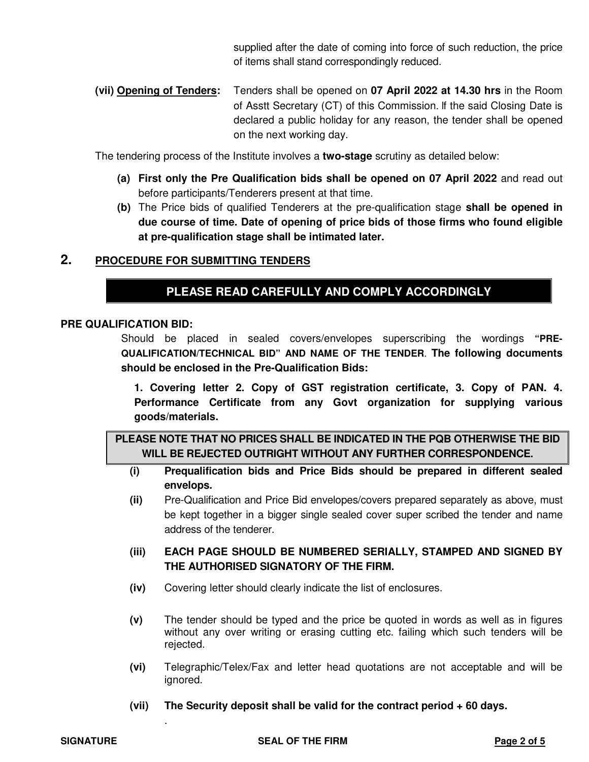supplied after the date of coming into force of such reduction, the price of items shall stand correspondingly reduced.

**(vii) Opening of Tenders:** Tenders shall be opened on **07 April 2022 at 14.30 hrs** in the Room of Asstt Secretary (CT) of this Commission. If the said Closing Date is declared a public holiday for any reason, the tender shall be opened on the next working day.

The tendering process of the Institute involves a **two-stage** scrutiny as detailed below:

**(a) First only the Pre Qualification bids shall be opened on 07 April 2022** and read out before participants/Tenderers present at that time.

**(b)** The Price bids of qualified Tenderers at the pre-qualification stage **shall be opened in due course of time. Date of opening of price bids of those firms who found eligible at pre-qualification stage shall be intimated later.**

## 2. PROCEDURE FOR SUBMITTING TENDERS

**PLEASE READ CAREFULLY AND COMPLY ACCORDINGLY**

**PRE QUALIFICATION BID:**

Should be placed in sealed covers/envelopes superscribing the wordings **"PRE-QUALIFICATION/TECHNICAL BID" AND NAME OF THE TENDER**. **The following documents should be enclosed in the Pre-Qualification Bids:**

**1. Covering letter 2. Copy of GST registration certificate, 3. Copy of PAN. 4. Performance Certificate from any Govt organization for supplying various goods/materials.**

**PLEASE NOTE THAT NO PRICES SHALL BE INDICATED IN THE PQB OTHERWISE THE BID WILL BE REJECTED OUTRIGHT WITHOUT ANY FURTHER CORRESPONDENCE.**

**(i)** **Prequalification bids and Price Bids should be prepared in different sealed envelops.**

**(ii)** Pre-Qualification and Price Bid envelopes/covers prepared separately as above, must be kept together in a bigger single sealed cover super scribed the tender and name address of the tenderer.

**(iii)** **EACH PAGE SHOULD BE NUMBERED SERIALLY, STAMPED AND SIGNED BY THE AUTHORISED SIGNATORY OF THE FIRM.**

**(iv)** Covering letter should clearly indicate the list of enclosures.

**(v)** The tender should be typed and the price be quoted in words as well as in figures without any over writing or erasing cutting etc. failing which such tenders will be rejected.

**(vi)** Telegraphic/Telex/Fax and letter head quotations are not acceptable and will be ignored.

**(vii)** **The Security deposit shall be valid for the contract period + 60 days.**

**SIGNATURE** **SEAL OF THE FIRM**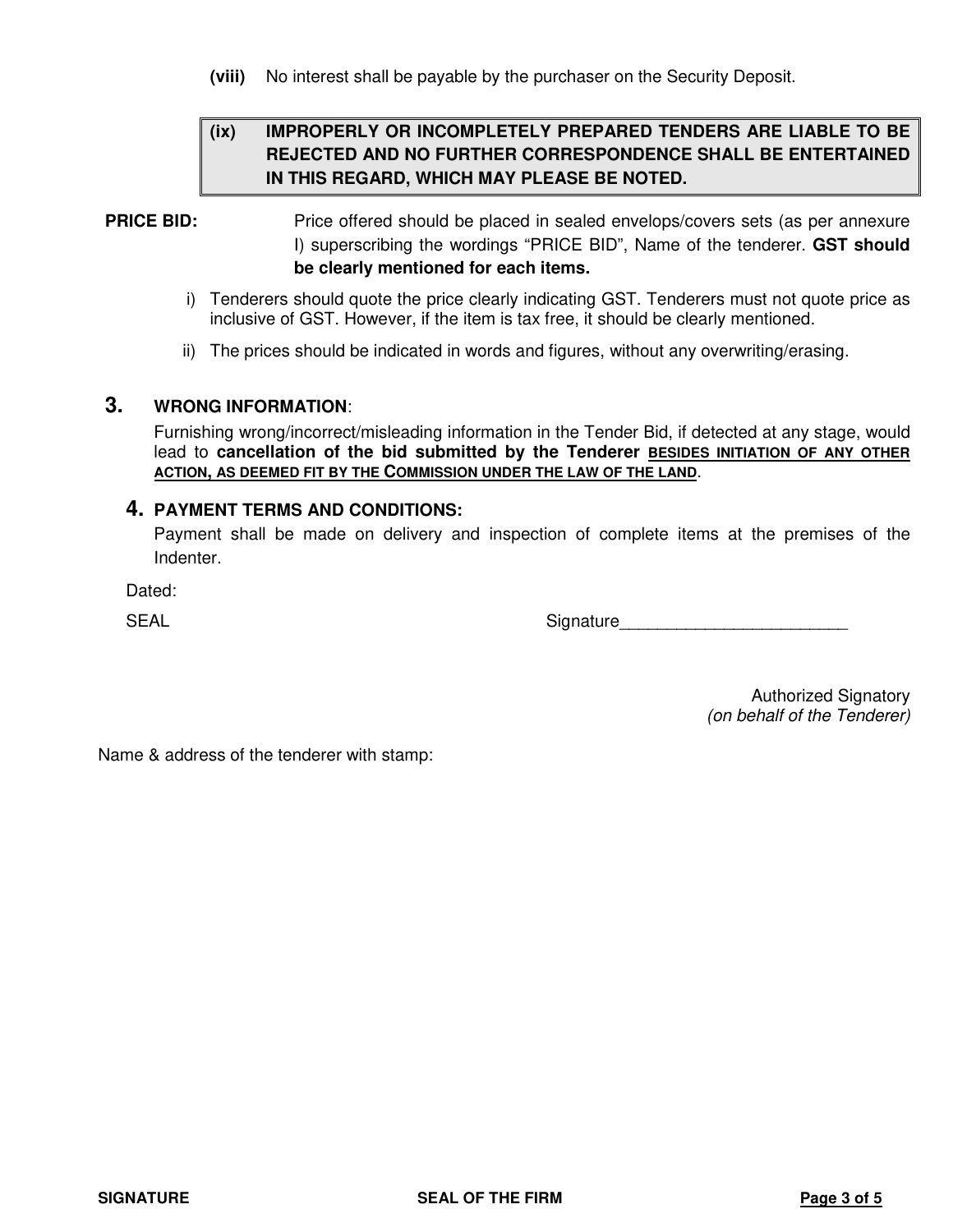**(viii)** No interest shall be payable by the purchaser on the Security Deposit.

> **(ix) IMPROPERLY OR INCOMPLETELY PREPARED TENDERS ARE LIABLE TO BE REJECTED AND NO FURTHER CORRESPONDENCE SHALL BE ENTERTAINED IN THIS REGARD, WHICH MAY PLEASE BE NOTED.**

**PRICE BID:** Price offered should be placed in sealed envelops/covers sets (as per annexure I) superscribing the wordings "PRICE BID", Name of the tenderer. **GST should be clearly mentioned for each items.**

i) Tenderers should quote the price clearly indicating GST. Tenderers must not quote price as inclusive of GST. However, if the item is tax free, it should be clearly mentioned.

ii) The prices should be indicated in words and figures, without any overwriting/erasing.

## 3. WRONG INFORMATION:

Furnishing wrong/incorrect/misleading information in the Tender Bid, if detected at any stage, would lead to **cancellation of the bid submitted by the Tenderer** <u>**BESIDES INITIATION OF ANY OTHER ACTION, AS DEEMED FIT BY THE COMMISSION UNDER THE LAW OF THE LAND**</u>.

## 4. PAYMENT TERMS AND CONDITIONS:

Payment shall be made on delivery and inspection of complete items at the premises of the Indenter.

Dated:

SEAL Signature________________________

Authorized Signatory
*(on behalf of the Tenderer)*

Name & address of the tenderer with stamp:

SIGNATURE SEAL OF THE FIRM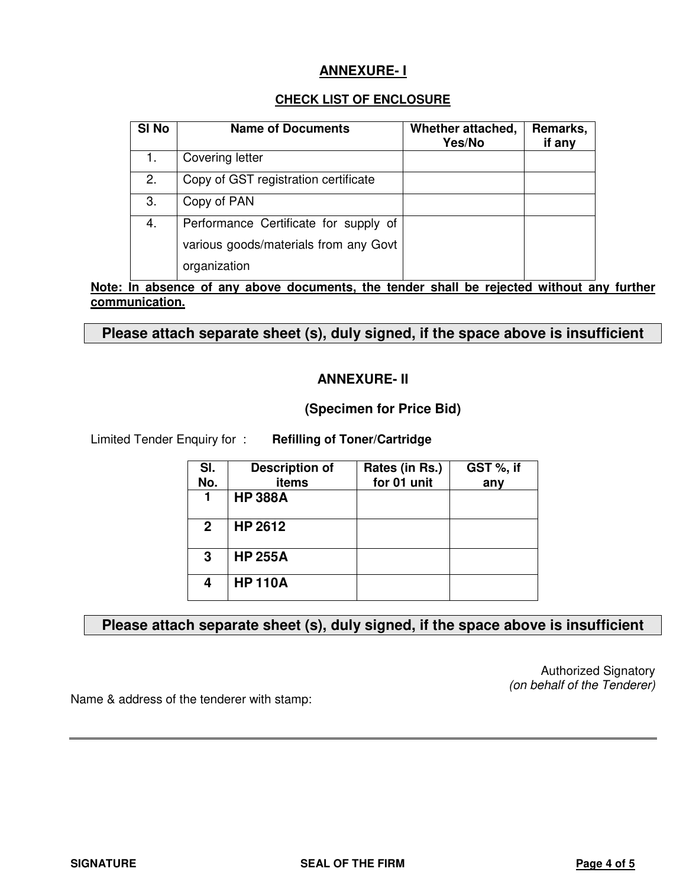## ANNEXURE- I

### CHECK LIST OF ENCLOSURE

| Sl No | Name of Documents | Whether attached, Yes/No | Remarks, if any |
|---|---|---|---|
| 1. | Covering letter | | |
| 2. | Copy of GST registration certificate | | |
| 3. | Copy of PAN | | |
| 4. | Performance Certificate for supply of various goods/materials from any Govt organization | | |

**Note: In absence of any above documents, the tender shall be rejected without any further communication.**

**Please attach separate sheet (s), duly signed, if the space above is insufficient**

## ANNEXURE- II

### (Specimen for Price Bid)

Limited Tender Enquiry for : **Refilling of Toner/Cartridge**

| Sl. No. | Description of items | Rates (in Rs.) for 01 unit | GST %, if any |
|---|---|---|---|
| 1 | **HP 388A** | | |
| 2 | **HP 2612** | | |
| 3 | **HP 255A** | | |
| 4 | **HP 110A** | | |

**Please attach separate sheet (s), duly signed, if the space above is insufficient**

Authorized Signatory
*(on behalf of the Tenderer)*

Name & address of the tenderer with stamp:

---

**SIGNATURE** **SEAL OF THE FIRM**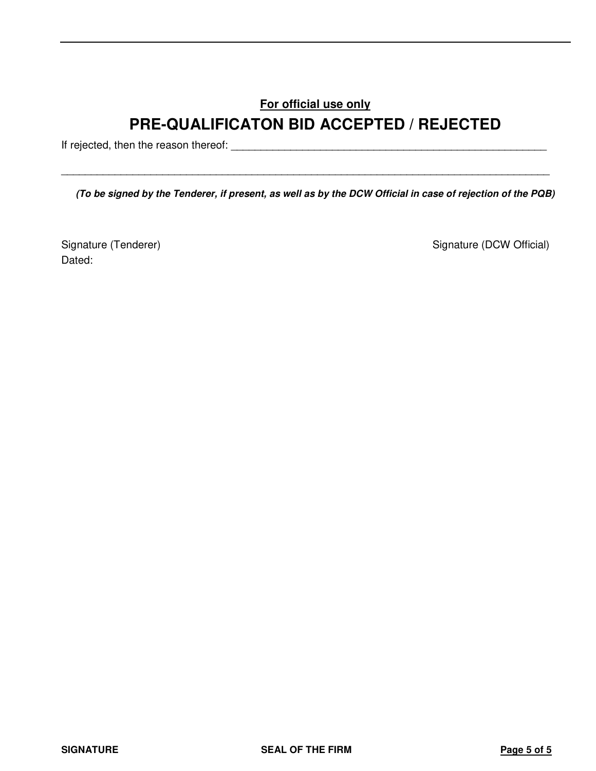**For official use only**

## PRE-QUALIFICATON BID ACCEPTED / REJECTED

If rejected, then the reason thereof: ________________________________________________________

______________________________________________________________________________________

***(To be signed by the Tenderer, if present, as well as by the DCW Official in case of rejection of the PQB)***

Signature (Tenderer)                                                                                    Signature (DCW Official)

Dated:

**SIGNATURE**                                        **SEAL OF THE FIRM**